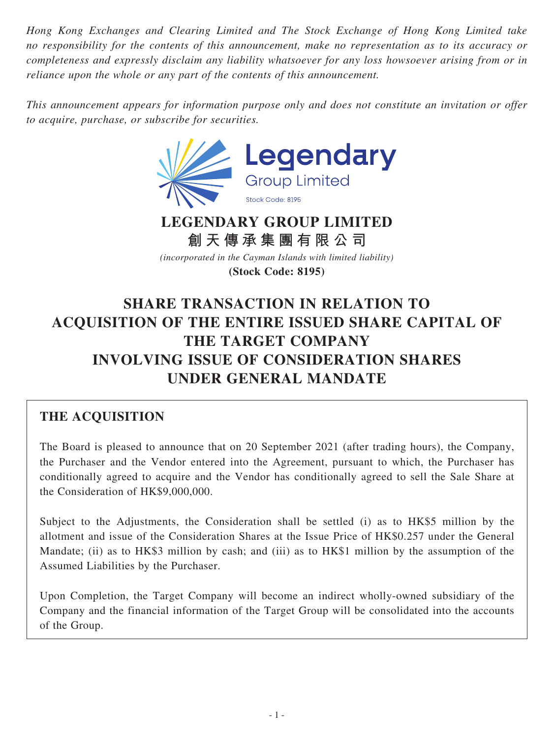*Hong Kong Exchanges and Clearing Limited and The Stock Exchange of Hong Kong Limited take no responsibility for the contents of this announcement, make no representation as to its accuracy or completeness and expressly disclaim any liability whatsoever for any loss howsoever arising from or in reliance upon the whole or any part of the contents of this announcement.*

*This announcement appears for information purpose only and does not constitute an invitation or offer to acquire, purchase, or subscribe for securities.*

Legendary Group Limited

Stock Code: 8195

**LEGENDARY GROUP LIMITED**

**創天傳承集團有限公司**

*(incorporated in the Cayman Islands with limited liability)*

**(Stock Code: 8195)**

# SHARE TRANSACTION IN RELATION TO ACQUISITION OF THE ENTIRE ISSUED SHARE CAPITAL OF THE TARGET COMPANY INVOLVING ISSUE OF CONSIDERATION SHARES UNDER GENERAL MANDATE

## THE ACQUISITION

The Board is pleased to announce that on 20 September 2021 (after trading hours), the Company, the Purchaser and the Vendor entered into the Agreement, pursuant to which, the Purchaser has conditionally agreed to acquire and the Vendor has conditionally agreed to sell the Sale Share at the Consideration of HK$9,000,000.

Subject to the Adjustments, the Consideration shall be settled (i) as to HK$5 million by the allotment and issue of the Consideration Shares at the Issue Price of HK$0.257 under the General Mandate; (ii) as to HK$3 million by cash; and (iii) as to HK$1 million by the assumption of the Assumed Liabilities by the Purchaser.

Upon Completion, the Target Company will become an indirect wholly-owned subsidiary of the Company and the financial information of the Target Group will be consolidated into the accounts of the Group.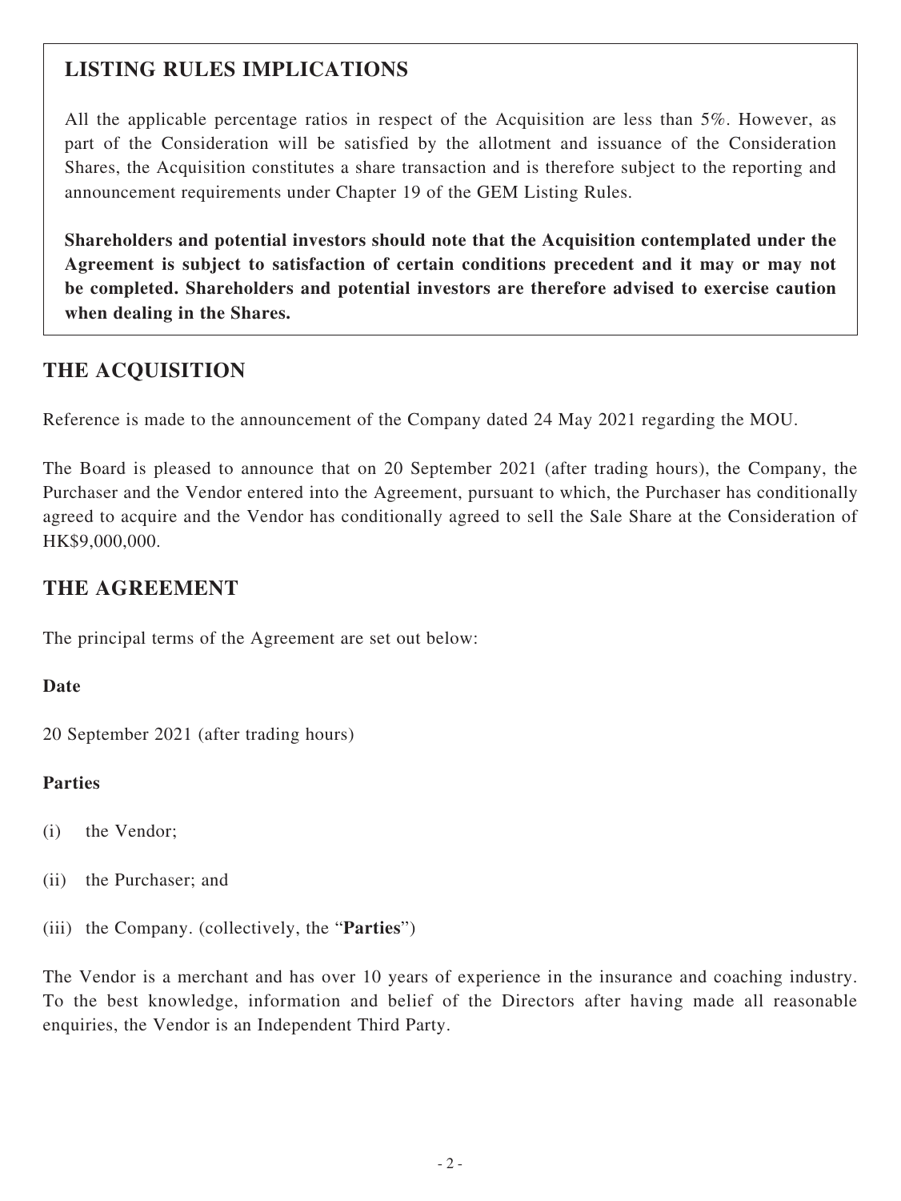## LISTING RULES IMPLICATIONS

All the applicable percentage ratios in respect of the Acquisition are less than 5%. However, as part of the Consideration will be satisfied by the allotment and issuance of the Consideration Shares, the Acquisition constitutes a share transaction and is therefore subject to the reporting and announcement requirements under Chapter 19 of the GEM Listing Rules.

**Shareholders and potential investors should note that the Acquisition contemplated under the Agreement is subject to satisfaction of certain conditions precedent and it may or may not be completed. Shareholders and potential investors are therefore advised to exercise caution when dealing in the Shares.**

## THE ACQUISITION

Reference is made to the announcement of the Company dated 24 May 2021 regarding the MOU.

The Board is pleased to announce that on 20 September 2021 (after trading hours), the Company, the Purchaser and the Vendor entered into the Agreement, pursuant to which, the Purchaser has conditionally agreed to acquire and the Vendor has conditionally agreed to sell the Sale Share at the Consideration of HK$9,000,000.

## THE AGREEMENT

The principal terms of the Agreement are set out below:

**Date**

20 September 2021 (after trading hours)

**Parties**

(i) the Vendor;

(ii) the Purchaser; and

(iii) the Company. (collectively, the "**Parties**")

The Vendor is a merchant and has over 10 years of experience in the insurance and coaching industry. To the best knowledge, information and belief of the Directors after having made all reasonable enquiries, the Vendor is an Independent Third Party.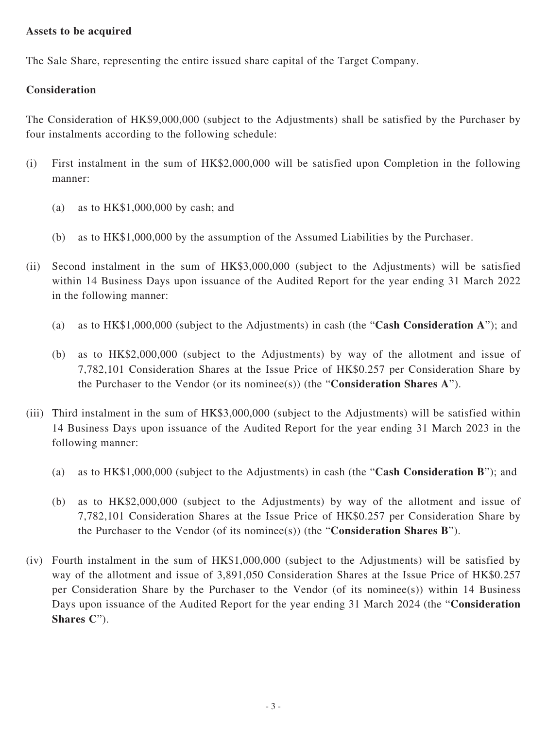**Assets to be acquired**

The Sale Share, representing the entire issued share capital of the Target Company.

**Consideration**

The Consideration of HK$9,000,000 (subject to the Adjustments) shall be satisfied by the Purchaser by four instalments according to the following schedule:

(i) First instalment in the sum of HK$2,000,000 will be satisfied upon Completion in the following manner:

  (a) as to HK$1,000,000 by cash; and

  (b) as to HK$1,000,000 by the assumption of the Assumed Liabilities by the Purchaser.

(ii) Second instalment in the sum of HK$3,000,000 (subject to the Adjustments) will be satisfied within 14 Business Days upon issuance of the Audited Report for the year ending 31 March 2022 in the following manner:

  (a) as to HK$1,000,000 (subject to the Adjustments) in cash (the "**Cash Consideration A**"); and

  (b) as to HK$2,000,000 (subject to the Adjustments) by way of the allotment and issue of 7,782,101 Consideration Shares at the Issue Price of HK$0.257 per Consideration Share by the Purchaser to the Vendor (or its nominee(s)) (the "**Consideration Shares A**").

(iii) Third instalment in the sum of HK$3,000,000 (subject to the Adjustments) will be satisfied within 14 Business Days upon issuance of the Audited Report for the year ending 31 March 2023 in the following manner:

  (a) as to HK$1,000,000 (subject to the Adjustments) in cash (the "**Cash Consideration B**"); and

  (b) as to HK$2,000,000 (subject to the Adjustments) by way of the allotment and issue of 7,782,101 Consideration Shares at the Issue Price of HK$0.257 per Consideration Share by the Purchaser to the Vendor (of its nominee(s)) (the "**Consideration Shares B**").

(iv) Fourth instalment in the sum of HK$1,000,000 (subject to the Adjustments) will be satisfied by way of the allotment and issue of 3,891,050 Consideration Shares at the Issue Price of HK$0.257 per Consideration Share by the Purchaser to the Vendor (of its nominee(s)) within 14 Business Days upon issuance of the Audited Report for the year ending 31 March 2024 (the "**Consideration Shares C**").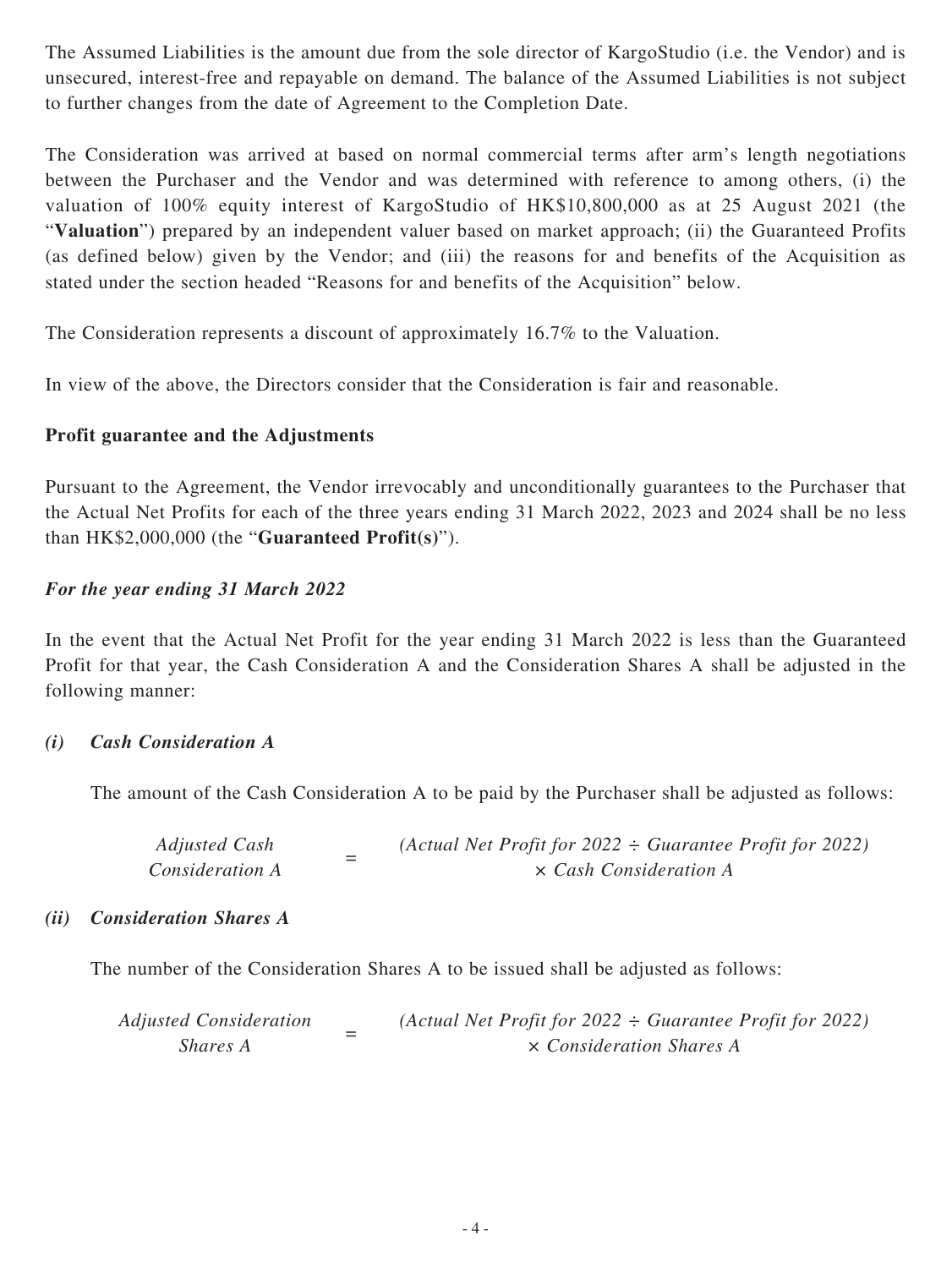The Assumed Liabilities is the amount due from the sole director of KargoStudio (i.e. the Vendor) and is unsecured, interest-free and repayable on demand. The balance of the Assumed Liabilities is not subject to further changes from the date of Agreement to the Completion Date.

The Consideration was arrived at based on normal commercial terms after arm's length negotiations between the Purchaser and the Vendor and was determined with reference to among others, (i) the valuation of 100% equity interest of KargoStudio of HK$10,800,000 as at 25 August 2021 (the "**Valuation**") prepared by an independent valuer based on market approach; (ii) the Guaranteed Profits (as defined below) given by the Vendor; and (iii) the reasons for and benefits of the Acquisition as stated under the section headed "Reasons for and benefits of the Acquisition" below.

The Consideration represents a discount of approximately 16.7% to the Valuation.

In view of the above, the Directors consider that the Consideration is fair and reasonable.

**Profit guarantee and the Adjustments**

Pursuant to the Agreement, the Vendor irrevocably and unconditionally guarantees to the Purchaser that the Actual Net Profits for each of the three years ending 31 March 2022, 2023 and 2024 shall be no less than HK$2,000,000 (the "**Guaranteed Profit(s)**").

***For the year ending 31 March 2022***

In the event that the Actual Net Profit for the year ending 31 March 2022 is less than the Guaranteed Profit for that year, the Cash Consideration A and the Consideration Shares A shall be adjusted in the following manner:

***(i) Cash Consideration A***

The amount of the Cash Consideration A to be paid by the Purchaser shall be adjusted as follows:

$$\textit{Adjusted Cash Consideration A} = (\textit{Actual Net Profit for 2022} \div \textit{Guarantee Profit for 2022}) \times \textit{Cash Consideration A}$$

***(ii) Consideration Shares A***

The number of the Consideration Shares A to be issued shall be adjusted as follows:

$$\textit{Adjusted Consideration Shares A} = (\textit{Actual Net Profit for 2022} \div \textit{Guarantee Profit for 2022}) \times \textit{Consideration Shares A}$$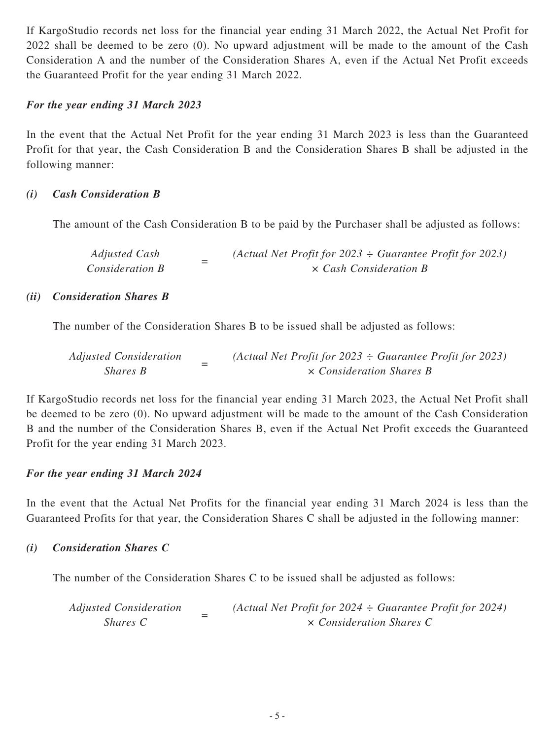If KargoStudio records net loss for the financial year ending 31 March 2022, the Actual Net Profit for 2022 shall be deemed to be zero (0). No upward adjustment will be made to the amount of the Cash Consideration A and the number of the Consideration Shares A, even if the Actual Net Profit exceeds the Guaranteed Profit for the year ending 31 March 2022.

***For the year ending 31 March 2023***

In the event that the Actual Net Profit for the year ending 31 March 2023 is less than the Guaranteed Profit for that year, the Cash Consideration B and the Consideration Shares B shall be adjusted in the following manner:

***(i) Cash Consideration B***

The amount of the Cash Consideration B to be paid by the Purchaser shall be adjusted as follows:

$$\text{Adjusted Cash Consideration B} = (\text{Actual Net Profit for 2023} \div \text{Guarantee Profit for 2023}) \times \text{Cash Consideration B}$$

***(ii) Consideration Shares B***

The number of the Consideration Shares B to be issued shall be adjusted as follows:

$$\text{Adjusted Consideration Shares B} = (\text{Actual Net Profit for 2023} \div \text{Guarantee Profit for 2023}) \times \text{Consideration Shares B}$$

If KargoStudio records net loss for the financial year ending 31 March 2023, the Actual Net Profit shall be deemed to be zero (0). No upward adjustment will be made to the amount of the Cash Consideration B and the number of the Consideration Shares B, even if the Actual Net Profit exceeds the Guaranteed Profit for the year ending 31 March 2023.

***For the year ending 31 March 2024***

In the event that the Actual Net Profits for the financial year ending 31 March 2024 is less than the Guaranteed Profits for that year, the Consideration Shares C shall be adjusted in the following manner:

***(i) Consideration Shares C***

The number of the Consideration Shares C to be issued shall be adjusted as follows:

$$\text{Adjusted Consideration Shares C} = (\text{Actual Net Profit for 2024} \div \text{Guarantee Profit for 2024}) \times \text{Consideration Shares C}$$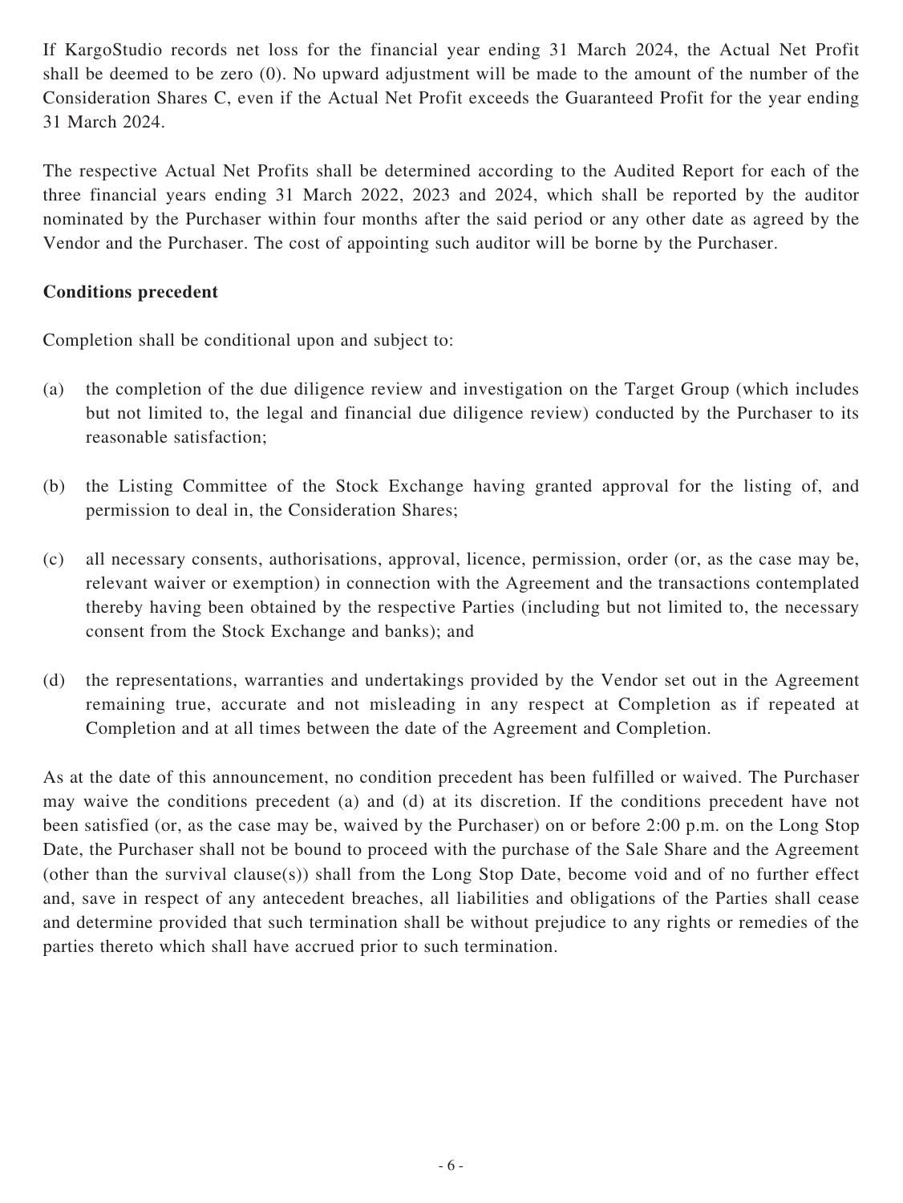If KargoStudio records net loss for the financial year ending 31 March 2024, the Actual Net Profit shall be deemed to be zero (0). No upward adjustment will be made to the amount of the number of the Consideration Shares C, even if the Actual Net Profit exceeds the Guaranteed Profit for the year ending 31 March 2024.

The respective Actual Net Profits shall be determined according to the Audited Report for each of the three financial years ending 31 March 2022, 2023 and 2024, which shall be reported by the auditor nominated by the Purchaser within four months after the said period or any other date as agreed by the Vendor and the Purchaser. The cost of appointing such auditor will be borne by the Purchaser.

**Conditions precedent**

Completion shall be conditional upon and subject to:

(a) the completion of the due diligence review and investigation on the Target Group (which includes but not limited to, the legal and financial due diligence review) conducted by the Purchaser to its reasonable satisfaction;

(b) the Listing Committee of the Stock Exchange having granted approval for the listing of, and permission to deal in, the Consideration Shares;

(c) all necessary consents, authorisations, approval, licence, permission, order (or, as the case may be, relevant waiver or exemption) in connection with the Agreement and the transactions contemplated thereby having been obtained by the respective Parties (including but not limited to, the necessary consent from the Stock Exchange and banks); and

(d) the representations, warranties and undertakings provided by the Vendor set out in the Agreement remaining true, accurate and not misleading in any respect at Completion as if repeated at Completion and at all times between the date of the Agreement and Completion.

As at the date of this announcement, no condition precedent has been fulfilled or waived. The Purchaser may waive the conditions precedent (a) and (d) at its discretion. If the conditions precedent have not been satisfied (or, as the case may be, waived by the Purchaser) on or before 2:00 p.m. on the Long Stop Date, the Purchaser shall not be bound to proceed with the purchase of the Sale Share and the Agreement (other than the survival clause(s)) shall from the Long Stop Date, become void and of no further effect and, save in respect of any antecedent breaches, all liabilities and obligations of the Parties shall cease and determine provided that such termination shall be without prejudice to any rights or remedies of the parties thereto which shall have accrued prior to such termination.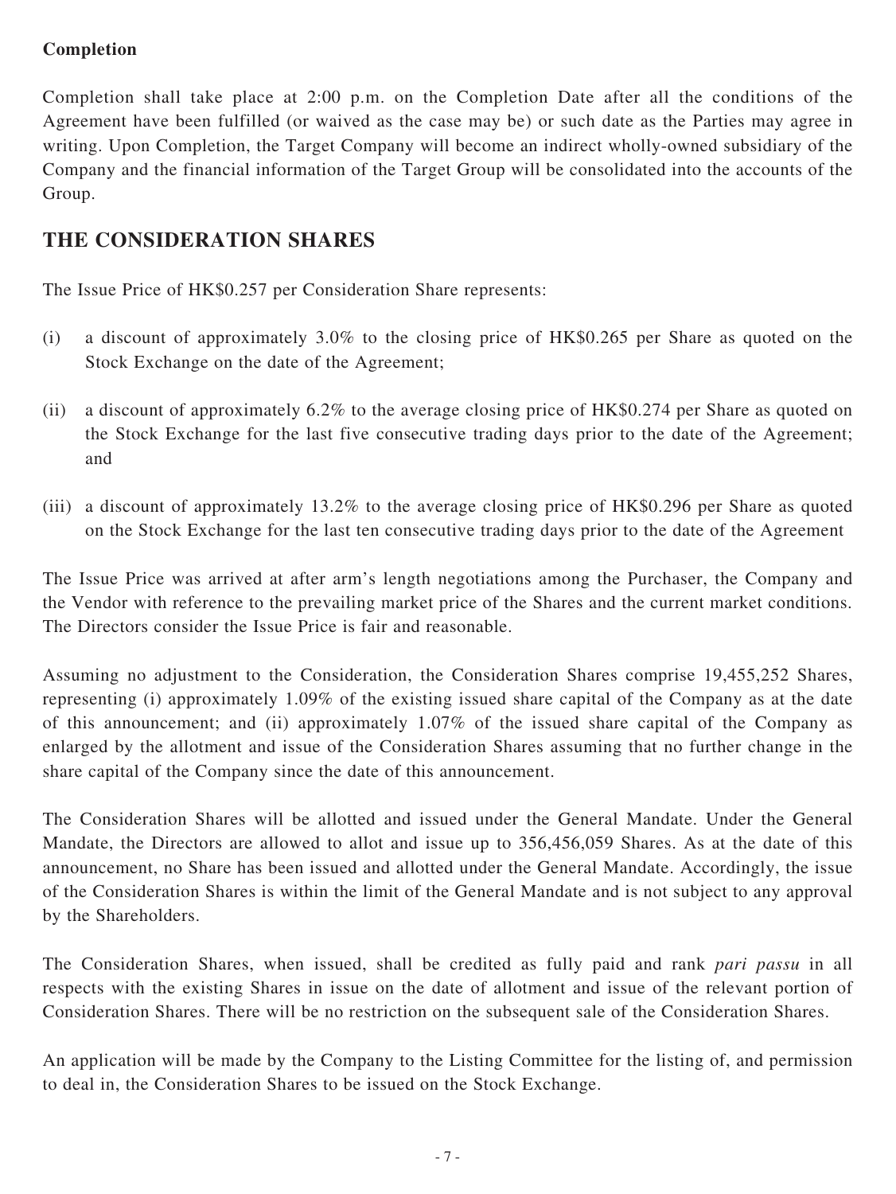**Completion**

Completion shall take place at 2:00 p.m. on the Completion Date after all the conditions of the Agreement have been fulfilled (or waived as the case may be) or such date as the Parties may agree in writing. Upon Completion, the Target Company will become an indirect wholly-owned subsidiary of the Company and the financial information of the Target Group will be consolidated into the accounts of the Group.

## THE CONSIDERATION SHARES

The Issue Price of HK$0.257 per Consideration Share represents:

(i) a discount of approximately 3.0% to the closing price of HK$0.265 per Share as quoted on the Stock Exchange on the date of the Agreement;

(ii) a discount of approximately 6.2% to the average closing price of HK$0.274 per Share as quoted on the Stock Exchange for the last five consecutive trading days prior to the date of the Agreement; and

(iii) a discount of approximately 13.2% to the average closing price of HK$0.296 per Share as quoted on the Stock Exchange for the last ten consecutive trading days prior to the date of the Agreement

The Issue Price was arrived at after arm's length negotiations among the Purchaser, the Company and the Vendor with reference to the prevailing market price of the Shares and the current market conditions. The Directors consider the Issue Price is fair and reasonable.

Assuming no adjustment to the Consideration, the Consideration Shares comprise 19,455,252 Shares, representing (i) approximately 1.09% of the existing issued share capital of the Company as at the date of this announcement; and (ii) approximately 1.07% of the issued share capital of the Company as enlarged by the allotment and issue of the Consideration Shares assuming that no further change in the share capital of the Company since the date of this announcement.

The Consideration Shares will be allotted and issued under the General Mandate. Under the General Mandate, the Directors are allowed to allot and issue up to 356,456,059 Shares. As at the date of this announcement, no Share has been issued and allotted under the General Mandate. Accordingly, the issue of the Consideration Shares is within the limit of the General Mandate and is not subject to any approval by the Shareholders.

The Consideration Shares, when issued, shall be credited as fully paid and rank *pari passu* in all respects with the existing Shares in issue on the date of allotment and issue of the relevant portion of Consideration Shares. There will be no restriction on the subsequent sale of the Consideration Shares.

An application will be made by the Company to the Listing Committee for the listing of, and permission to deal in, the Consideration Shares to be issued on the Stock Exchange.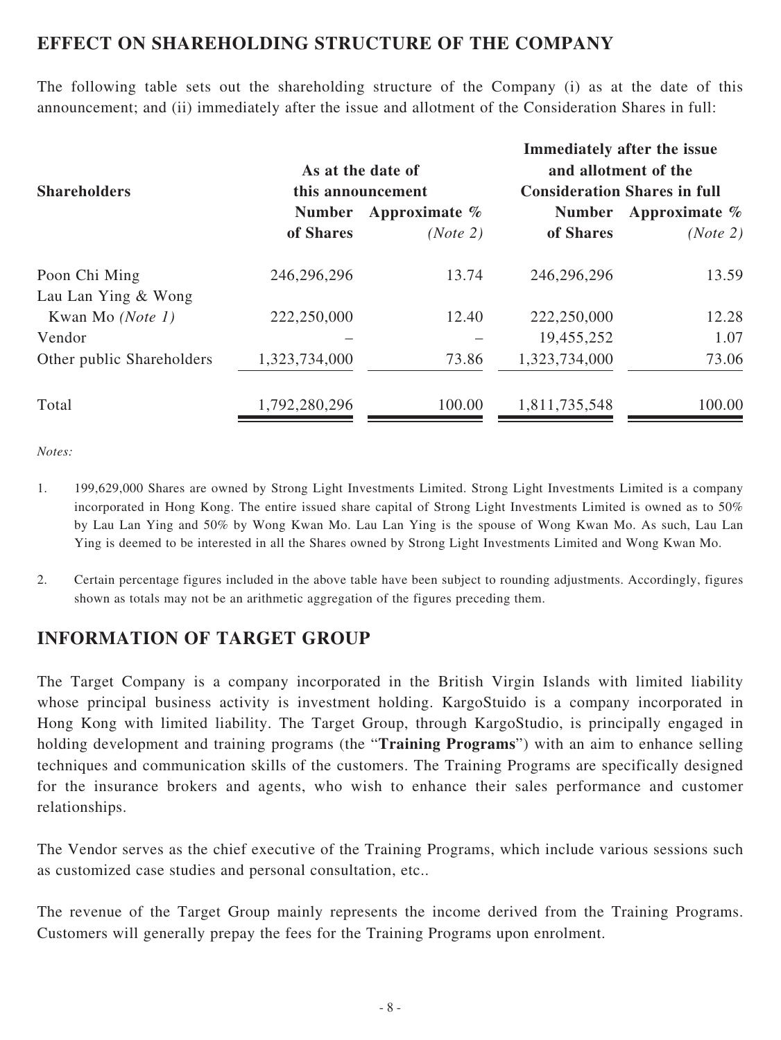## EFFECT ON SHAREHOLDING STRUCTURE OF THE COMPANY

The following table sets out the shareholding structure of the Company (i) as at the date of this announcement; and (ii) immediately after the issue and allotment of the Consideration Shares in full:

| Shareholders | As at the date of this announcement | | Immediately after the issue and allotment of the Consideration Shares in full | |
|---|---|---|---|---|
| | Number of Shares | Approximate % *(Note 2)* | Number of Shares | Approximate % *(Note 2)* |
| Poon Chi Ming | 246,296,296 | 13.74 | 246,296,296 | 13.59 |
| Lau Lan Ying & Wong Kwan Mo *(Note 1)* | 222,250,000 | 12.40 | 222,250,000 | 12.28 |
| Vendor | – | – | 19,455,252 | 1.07 |
| Other public Shareholders | 1,323,734,000 | 73.86 | 1,323,734,000 | 73.06 |
| Total | 1,792,280,296 | 100.00 | 1,811,735,548 | 100.00 |

*Notes:*

1. 199,629,000 Shares are owned by Strong Light Investments Limited. Strong Light Investments Limited is a company incorporated in Hong Kong. The entire issued share capital of Strong Light Investments Limited is owned as to 50% by Lau Lan Ying and 50% by Wong Kwan Mo. Lau Lan Ying is the spouse of Wong Kwan Mo. As such, Lau Lan Ying is deemed to be interested in all the Shares owned by Strong Light Investments Limited and Wong Kwan Mo.

2. Certain percentage figures included in the above table have been subject to rounding adjustments. Accordingly, figures shown as totals may not be an arithmetic aggregation of the figures preceding them.

## INFORMATION OF TARGET GROUP

The Target Company is a company incorporated in the British Virgin Islands with limited liability whose principal business activity is investment holding. KargoStuido is a company incorporated in Hong Kong with limited liability. The Target Group, through KargoStudio, is principally engaged in holding development and training programs (the "**Training Programs**") with an aim to enhance selling techniques and communication skills of the customers. The Training Programs are specifically designed for the insurance brokers and agents, who wish to enhance their sales performance and customer relationships.

The Vendor serves as the chief executive of the Training Programs, which include various sessions such as customized case studies and personal consultation, etc..

The revenue of the Target Group mainly represents the income derived from the Training Programs. Customers will generally prepay the fees for the Training Programs upon enrolment.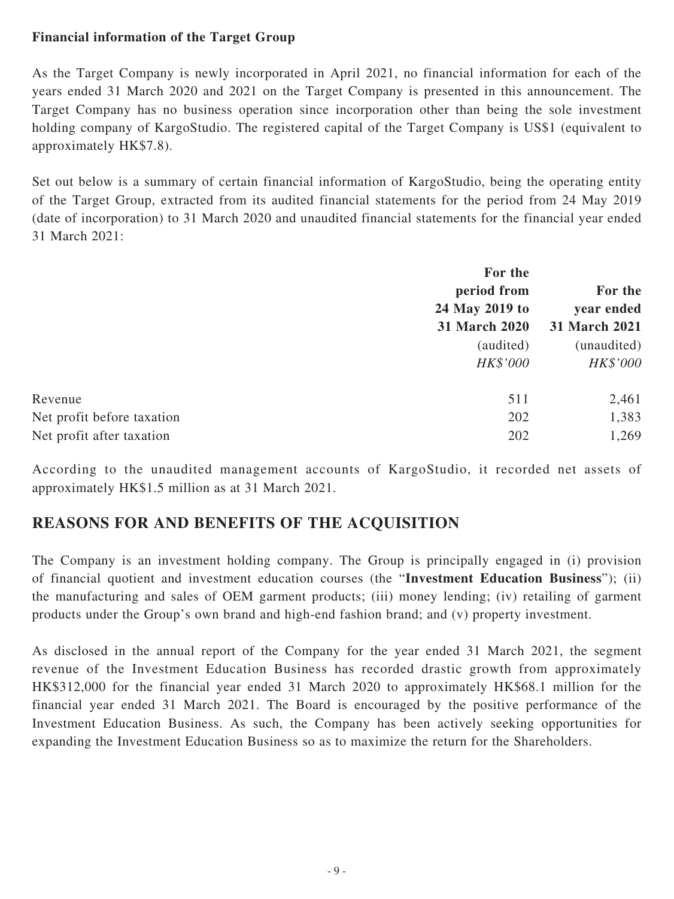**Financial information of the Target Group**

As the Target Company is newly incorporated in April 2021, no financial information for each of the years ended 31 March 2020 and 2021 on the Target Company is presented in this announcement. The Target Company has no business operation since incorporation other than being the sole investment holding company of KargoStudio. The registered capital of the Target Company is US$1 (equivalent to approximately HK$7.8).

Set out below is a summary of certain financial information of KargoStudio, being the operating entity of the Target Group, extracted from its audited financial statements for the period from 24 May 2019 (date of incorporation) to 31 March 2020 and unaudited financial statements for the financial year ended 31 March 2021:

| | **For the period from 24 May 2019 to 31 March 2020** | **For the year ended 31 March 2021** |
|---|---|---|
| | (audited) | (unaudited) |
| | *HK$'000* | *HK$'000* |
| Revenue | 511 | 2,461 |
| Net profit before taxation | 202 | 1,383 |
| Net profit after taxation | 202 | 1,269 |

According to the unaudited management accounts of KargoStudio, it recorded net assets of approximately HK$1.5 million as at 31 March 2021.

## REASONS FOR AND BENEFITS OF THE ACQUISITION

The Company is an investment holding company. The Group is principally engaged in (i) provision of financial quotient and investment education courses (the "**Investment Education Business**"); (ii) the manufacturing and sales of OEM garment products; (iii) money lending; (iv) retailing of garment products under the Group's own brand and high-end fashion brand; and (v) property investment.

As disclosed in the annual report of the Company for the year ended 31 March 2021, the segment revenue of the Investment Education Business has recorded drastic growth from approximately HK$312,000 for the financial year ended 31 March 2020 to approximately HK$68.1 million for the financial year ended 31 March 2021. The Board is encouraged by the positive performance of the Investment Education Business. As such, the Company has been actively seeking opportunities for expanding the Investment Education Business so as to maximize the return for the Shareholders.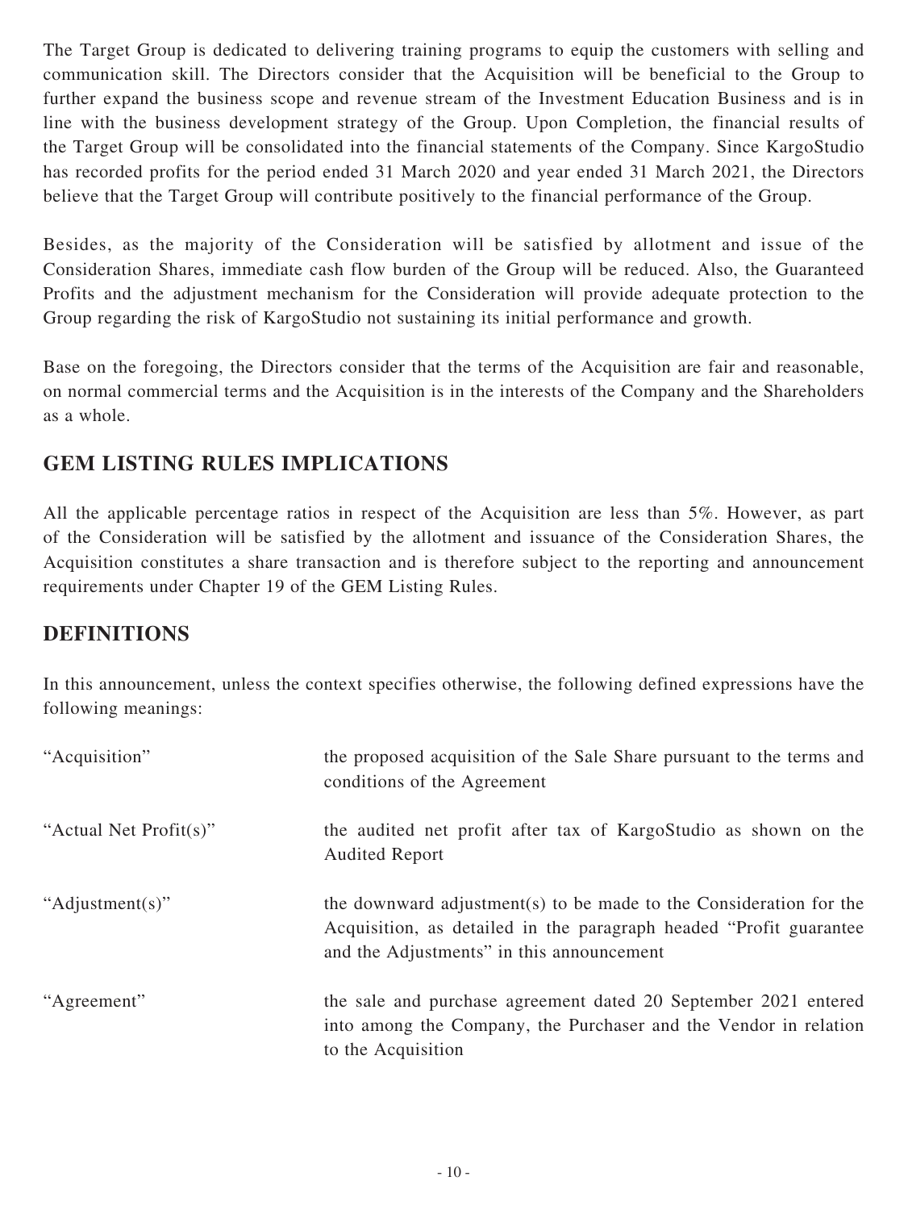The Target Group is dedicated to delivering training programs to equip the customers with selling and communication skill. The Directors consider that the Acquisition will be beneficial to the Group to further expand the business scope and revenue stream of the Investment Education Business and is in line with the business development strategy of the Group. Upon Completion, the financial results of the Target Group will be consolidated into the financial statements of the Company. Since KargoStudio has recorded profits for the period ended 31 March 2020 and year ended 31 March 2021, the Directors believe that the Target Group will contribute positively to the financial performance of the Group.

Besides, as the majority of the Consideration will be satisfied by allotment and issue of the Consideration Shares, immediate cash flow burden of the Group will be reduced. Also, the Guaranteed Profits and the adjustment mechanism for the Consideration will provide adequate protection to the Group regarding the risk of KargoStudio not sustaining its initial performance and growth.

Base on the foregoing, the Directors consider that the terms of the Acquisition are fair and reasonable, on normal commercial terms and the Acquisition is in the interests of the Company and the Shareholders as a whole.

## GEM LISTING RULES IMPLICATIONS

All the applicable percentage ratios in respect of the Acquisition are less than 5%. However, as part of the Consideration will be satisfied by the allotment and issuance of the Consideration Shares, the Acquisition constitutes a share transaction and is therefore subject to the reporting and announcement requirements under Chapter 19 of the GEM Listing Rules.

## DEFINITIONS

In this announcement, unless the context specifies otherwise, the following defined expressions have the following meanings:

| | |
|---|---|
| "Acquisition" | the proposed acquisition of the Sale Share pursuant to the terms and conditions of the Agreement |
| "Actual Net Profit(s)" | the audited net profit after tax of KargoStudio as shown on the Audited Report |
| "Adjustment(s)" | the downward adjustment(s) to be made to the Consideration for the Acquisition, as detailed in the paragraph headed "Profit guarantee and the Adjustments" in this announcement |
| "Agreement" | the sale and purchase agreement dated 20 September 2021 entered into among the Company, the Purchaser and the Vendor in relation to the Acquisition |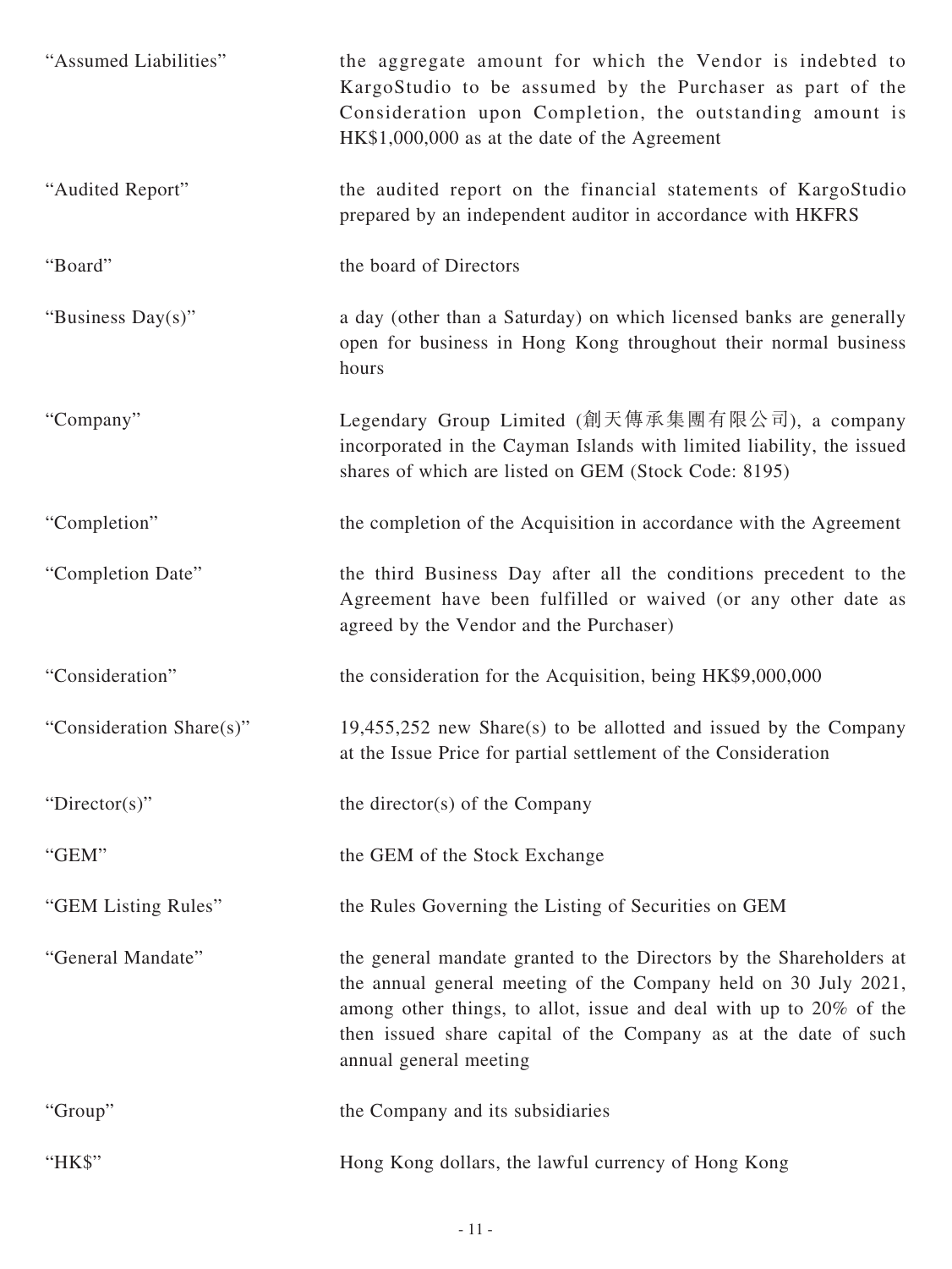| | |
|---|---|
| "Assumed Liabilities" | the aggregate amount for which the Vendor is indebted to KargoStudio to be assumed by the Purchaser as part of the Consideration upon Completion, the outstanding amount is HK$1,000,000 as at the date of the Agreement |
| "Audited Report" | the audited report on the financial statements of KargoStudio prepared by an independent auditor in accordance with HKFRS |
| "Board" | the board of Directors |
| "Business Day(s)" | a day (other than a Saturday) on which licensed banks are generally open for business in Hong Kong throughout their normal business hours |
| "Company" | Legendary Group Limited (創天傳承集團有限公司), a company incorporated in the Cayman Islands with limited liability, the issued shares of which are listed on GEM (Stock Code: 8195) |
| "Completion" | the completion of the Acquisition in accordance with the Agreement |
| "Completion Date" | the third Business Day after all the conditions precedent to the Agreement have been fulfilled or waived (or any other date as agreed by the Vendor and the Purchaser) |
| "Consideration" | the consideration for the Acquisition, being HK$9,000,000 |
| "Consideration Share(s)" | 19,455,252 new Share(s) to be allotted and issued by the Company at the Issue Price for partial settlement of the Consideration |
| "Director(s)" | the director(s) of the Company |
| "GEM" | the GEM of the Stock Exchange |
| "GEM Listing Rules" | the Rules Governing the Listing of Securities on GEM |
| "General Mandate" | the general mandate granted to the Directors by the Shareholders at the annual general meeting of the Company held on 30 July 2021, among other things, to allot, issue and deal with up to 20% of the then issued share capital of the Company as at the date of such annual general meeting |
| "Group" | the Company and its subsidiaries |
| "HK$" | Hong Kong dollars, the lawful currency of Hong Kong |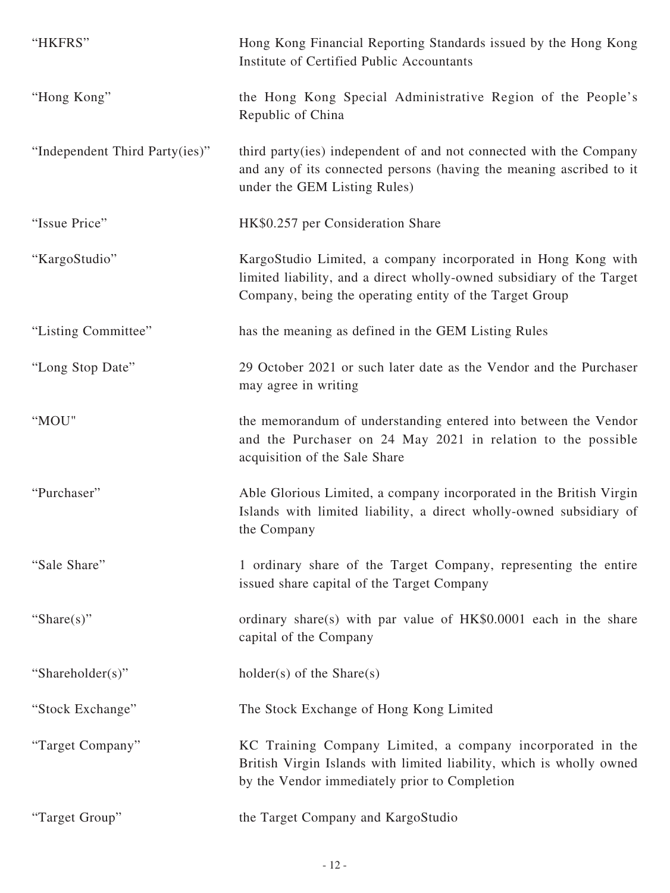| | |
|---|---|
| "HKFRS" | Hong Kong Financial Reporting Standards issued by the Hong Kong Institute of Certified Public Accountants |
| "Hong Kong" | the Hong Kong Special Administrative Region of the People's Republic of China |
| "Independent Third Party(ies)" | third party(ies) independent of and not connected with the Company and any of its connected persons (having the meaning ascribed to it under the GEM Listing Rules) |
| "Issue Price" | HK$0.257 per Consideration Share |
| "KargoStudio" | KargoStudio Limited, a company incorporated in Hong Kong with limited liability, and a direct wholly-owned subsidiary of the Target Company, being the operating entity of the Target Group |
| "Listing Committee" | has the meaning as defined in the GEM Listing Rules |
| "Long Stop Date" | 29 October 2021 or such later date as the Vendor and the Purchaser may agree in writing |
| "MOU" | the memorandum of understanding entered into between the Vendor and the Purchaser on 24 May 2021 in relation to the possible acquisition of the Sale Share |
| "Purchaser" | Able Glorious Limited, a company incorporated in the British Virgin Islands with limited liability, a direct wholly-owned subsidiary of the Company |
| "Sale Share" | 1 ordinary share of the Target Company, representing the entire issued share capital of the Target Company |
| "Share(s)" | ordinary share(s) with par value of HK$0.0001 each in the share capital of the Company |
| "Shareholder(s)" | holder(s) of the Share(s) |
| "Stock Exchange" | The Stock Exchange of Hong Kong Limited |
| "Target Company" | KC Training Company Limited, a company incorporated in the British Virgin Islands with limited liability, which is wholly owned by the Vendor immediately prior to Completion |
| "Target Group" | the Target Company and KargoStudio |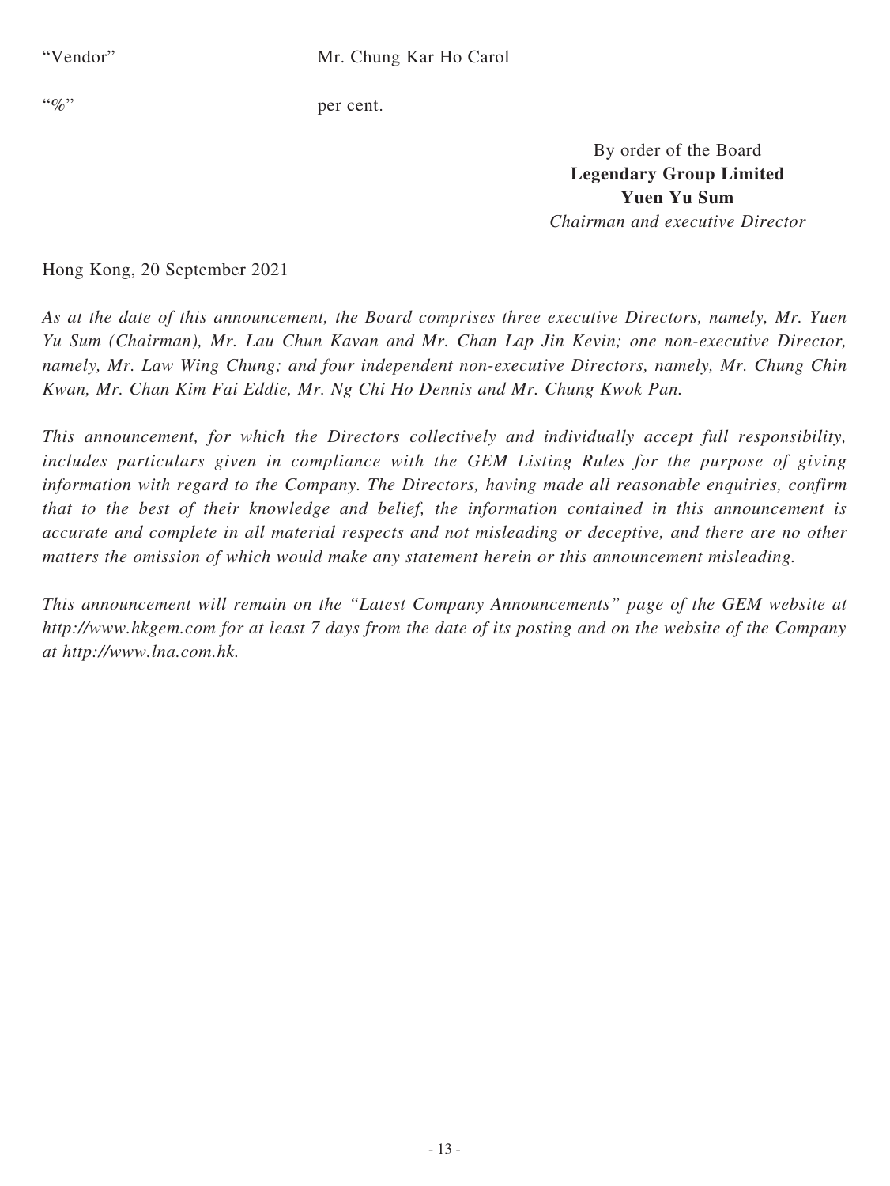| | |
|---|---|
| "Vendor" | Mr. Chung Kar Ho Carol |
| "%" | per cent. |

By order of the Board
**Legendary Group Limited**
**Yuen Yu Sum**
*Chairman and executive Director*

Hong Kong, 20 September 2021

*As at the date of this announcement, the Board comprises three executive Directors, namely, Mr. Yuen Yu Sum (Chairman), Mr. Lau Chun Kavan and Mr. Chan Lap Jin Kevin; one non-executive Director, namely, Mr. Law Wing Chung; and four independent non-executive Directors, namely, Mr. Chung Chin Kwan, Mr. Chan Kim Fai Eddie, Mr. Ng Chi Ho Dennis and Mr. Chung Kwok Pan.*

*This announcement, for which the Directors collectively and individually accept full responsibility, includes particulars given in compliance with the GEM Listing Rules for the purpose of giving information with regard to the Company. The Directors, having made all reasonable enquiries, confirm that to the best of their knowledge and belief, the information contained in this announcement is accurate and complete in all material respects and not misleading or deceptive, and there are no other matters the omission of which would make any statement herein or this announcement misleading.*

*This announcement will remain on the "Latest Company Announcements" page of the GEM website at http://www.hkgem.com for at least 7 days from the date of its posting and on the website of the Company at http://www.lna.com.hk.*